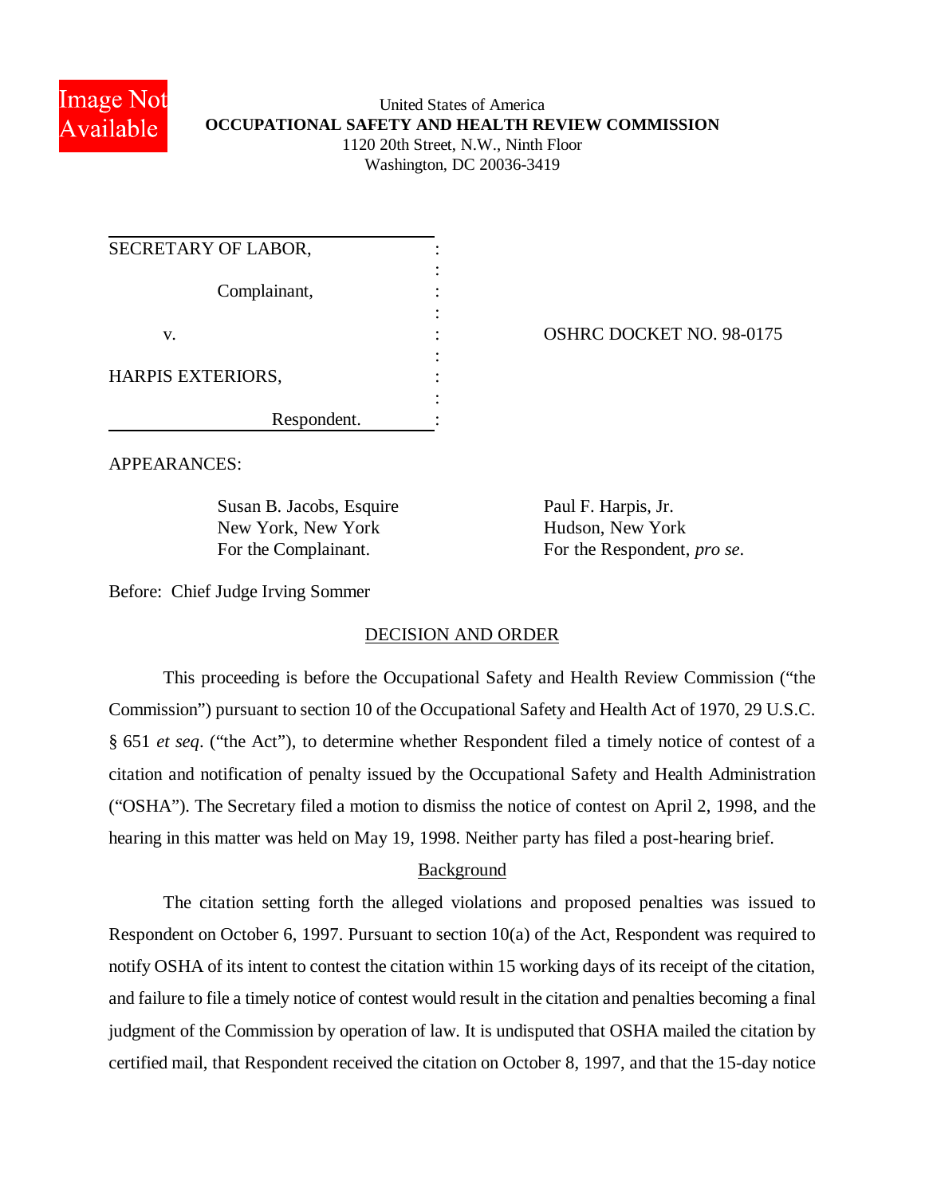United States of America
**OCCUPATIONAL SAFETY AND HEALTH REVIEW COMMISSION**
1120 20th Street, N.W., Ninth Floor
Washington, DC 20036-3419

| | |
|---|---|
| SECRETARY OF LABOR,<br><br>Complainant,<br><br>v.<br><br>HARPIS EXTERIORS,<br><br>Respondent. | OSHRC DOCKET NO. 98-0175 |

APPEARANCES:

| | |
|---|---|
| Susan B. Jacobs, Esquire<br>New York, New York<br>For the Complainant. | Paul F. Harpis, Jr.<br>Hudson, New York<br>For the Respondent, *pro se*. |

Before: Chief Judge Irving Sommer

## DECISION AND ORDER

This proceeding is before the Occupational Safety and Health Review Commission ("the Commission") pursuant to section 10 of the Occupational Safety and Health Act of 1970, 29 U.S.C. § 651 *et seq*. ("the Act"), to determine whether Respondent filed a timely notice of contest of a citation and notification of penalty issued by the Occupational Safety and Health Administration ("OSHA"). The Secretary filed a motion to dismiss the notice of contest on April 2, 1998, and the hearing in this matter was held on May 19, 1998. Neither party has filed a post-hearing brief.

### Background

The citation setting forth the alleged violations and proposed penalties was issued to Respondent on October 6, 1997. Pursuant to section 10(a) of the Act, Respondent was required to notify OSHA of its intent to contest the citation within 15 working days of its receipt of the citation, and failure to file a timely notice of contest would result in the citation and penalties becoming a final judgment of the Commission by operation of law. It is undisputed that OSHA mailed the citation by certified mail, that Respondent received the citation on October 8, 1997, and that the 15-day notice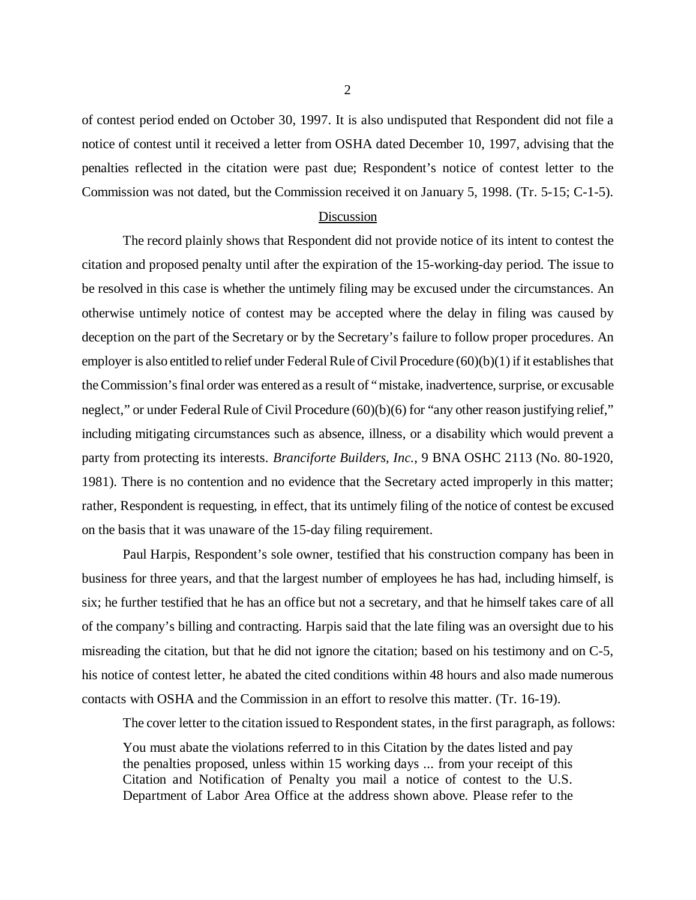of contest period ended on October 30, 1997. It is also undisputed that Respondent did not file a notice of contest until it received a letter from OSHA dated December 10, 1997, advising that the penalties reflected in the citation were past due; Respondent's notice of contest letter to the Commission was not dated, but the Commission received it on January 5, 1998. (Tr. 5-15; C-1-5).

## Discussion

The record plainly shows that Respondent did not provide notice of its intent to contest the citation and proposed penalty until after the expiration of the 15-working-day period. The issue to be resolved in this case is whether the untimely filing may be excused under the circumstances. An otherwise untimely notice of contest may be accepted where the delay in filing was caused by deception on the part of the Secretary or by the Secretary's failure to follow proper procedures. An employer is also entitled to relief under Federal Rule of Civil Procedure (60)(b)(1) if it establishes that the Commission's final order was entered as a result of "mistake, inadvertence, surprise, or excusable neglect," or under Federal Rule of Civil Procedure (60)(b)(6) for "any other reason justifying relief," including mitigating circumstances such as absence, illness, or a disability which would prevent a party from protecting its interests. *Branciforte Builders, Inc.*, 9 BNA OSHC 2113 (No. 80-1920, 1981). There is no contention and no evidence that the Secretary acted improperly in this matter; rather, Respondent is requesting, in effect, that its untimely filing of the notice of contest be excused on the basis that it was unaware of the 15-day filing requirement.

Paul Harpis, Respondent's sole owner, testified that his construction company has been in business for three years, and that the largest number of employees he has had, including himself, is six; he further testified that he has an office but not a secretary, and that he himself takes care of all of the company's billing and contracting. Harpis said that the late filing was an oversight due to his misreading the citation, but that he did not ignore the citation; based on his testimony and on C-5, his notice of contest letter, he abated the cited conditions within 48 hours and also made numerous contacts with OSHA and the Commission in an effort to resolve this matter. (Tr. 16-19).

The cover letter to the citation issued to Respondent states, in the first paragraph, as follows:

> You must abate the violations referred to in this Citation by the dates listed and pay the penalties proposed, unless within 15 working days ... from your receipt of this Citation and Notification of Penalty you mail a notice of contest to the U.S. Department of Labor Area Office at the address shown above. Please refer to the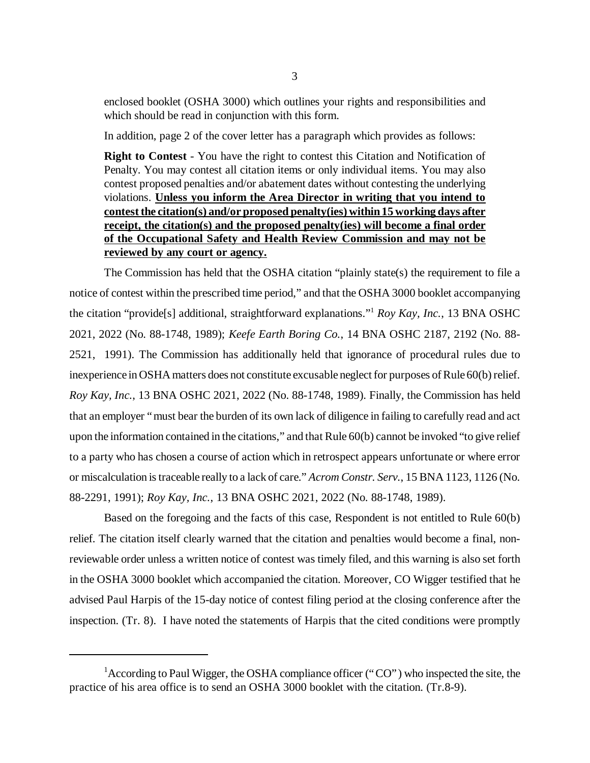enclosed booklet (OSHA 3000) which outlines your rights and responsibilities and which should be read in conjunction with this form.

In addition, page 2 of the cover letter has a paragraph which provides as follows:

> **Right to Contest** - You have the right to contest this Citation and Notification of Penalty. You may contest all citation items or only individual items. You may also contest proposed penalties and/or abatement dates without contesting the underlying violations. **Unless you inform the Area Director in writing that you intend to contest the citation(s) and/or proposed penalty(ies) within 15 working days after receipt, the citation(s) and the proposed penalty(ies) will become a final order of the Occupational Safety and Health Review Commission and may not be reviewed by any court or agency.**

The Commission has held that the OSHA citation "plainly state(s) the requirement to file a notice of contest within the prescribed time period," and that the OSHA 3000 booklet accompanying the citation "provide[s] additional, straightforward explanations."[1] *Roy Kay, Inc.*, 13 BNA OSHC 2021, 2022 (No. 88-1748, 1989); *Keefe Earth Boring Co.*, 14 BNA OSHC 2187, 2192 (No. 88-2521, 1991). The Commission has additionally held that ignorance of procedural rules due to inexperience in OSHA matters does not constitute excusable neglect for purposes of Rule 60(b) relief. *Roy Kay, Inc.*, 13 BNA OSHC 2021, 2022 (No. 88-1748, 1989). Finally, the Commission has held that an employer "must bear the burden of its own lack of diligence in failing to carefully read and act upon the information contained in the citations," and that Rule 60(b) cannot be invoked "to give relief to a party who has chosen a course of action which in retrospect appears unfortunate or where error or miscalculation is traceable really to a lack of care." *Acrom Constr. Serv.*, 15 BNA 1123, 1126 (No. 88-2291, 1991); *Roy Kay, Inc.*, 13 BNA OSHC 2021, 2022 (No. 88-1748, 1989).

Based on the foregoing and the facts of this case, Respondent is not entitled to Rule 60(b) relief. The citation itself clearly warned that the citation and penalties would become a final, non-reviewable order unless a written notice of contest was timely filed, and this warning is also set forth in the OSHA 3000 booklet which accompanied the citation. Moreover, CO Wigger testified that he advised Paul Harpis of the 15-day notice of contest filing period at the closing conference after the inspection. (Tr. 8). I have noted the statements of Harpis that the cited conditions were promptly

---

[1] According to Paul Wigger, the OSHA compliance officer ("CO") who inspected the site, the practice of his area office is to send an OSHA 3000 booklet with the citation. (Tr.8-9).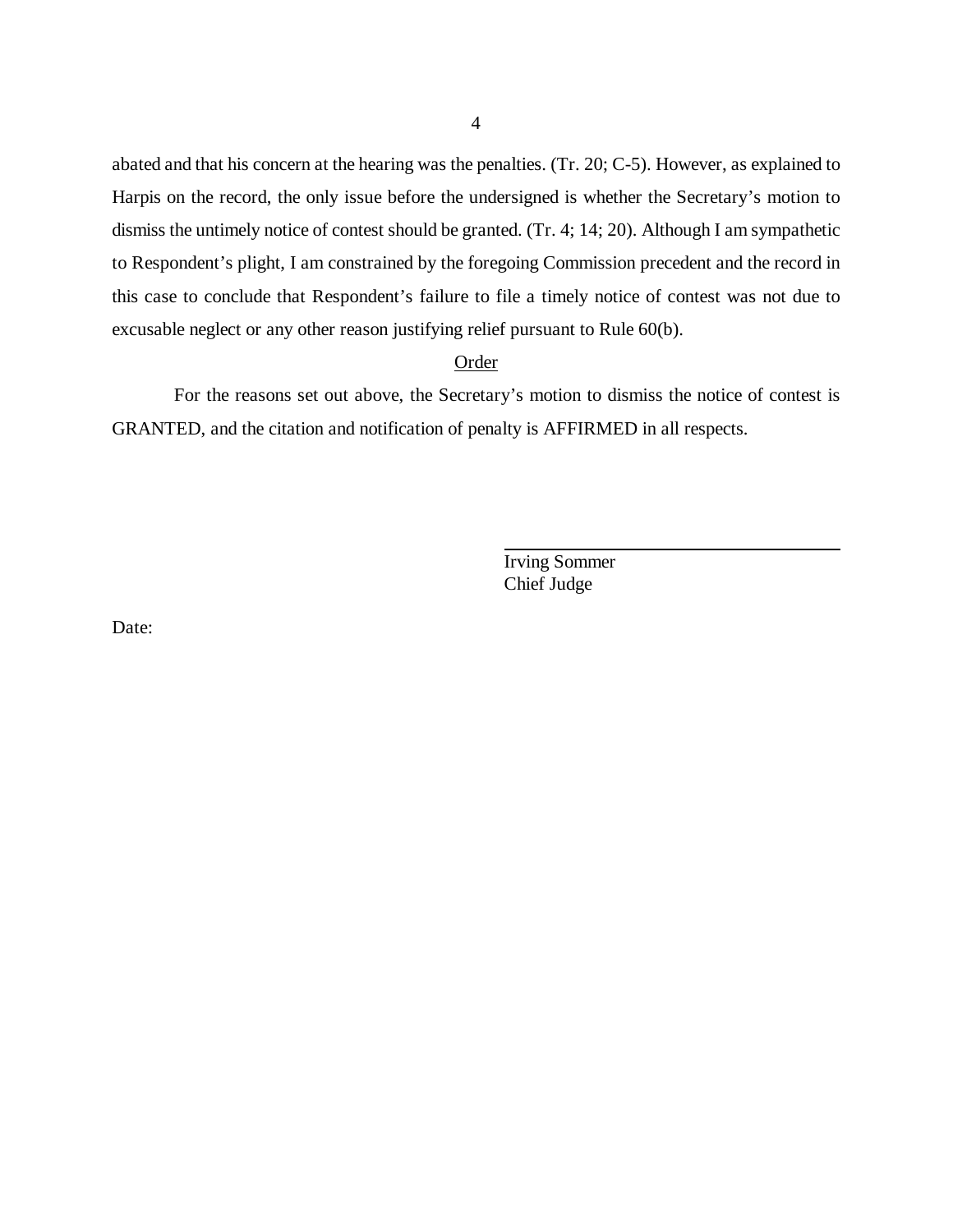abated and that his concern at the hearing was the penalties. (Tr. 20; C-5). However, as explained to Harpis on the record, the only issue before the undersigned is whether the Secretary's motion to dismiss the untimely notice of contest should be granted. (Tr. 4; 14; 20). Although I am sympathetic to Respondent's plight, I am constrained by the foregoing Commission precedent and the record in this case to conclude that Respondent's failure to file a timely notice of contest was not due to excusable neglect or any other reason justifying relief pursuant to Rule 60(b).

## Order

For the reasons set out above, the Secretary's motion to dismiss the notice of contest is GRANTED, and the citation and notification of penalty is AFFIRMED in all respects.

Irving Sommer
Chief Judge

Date: